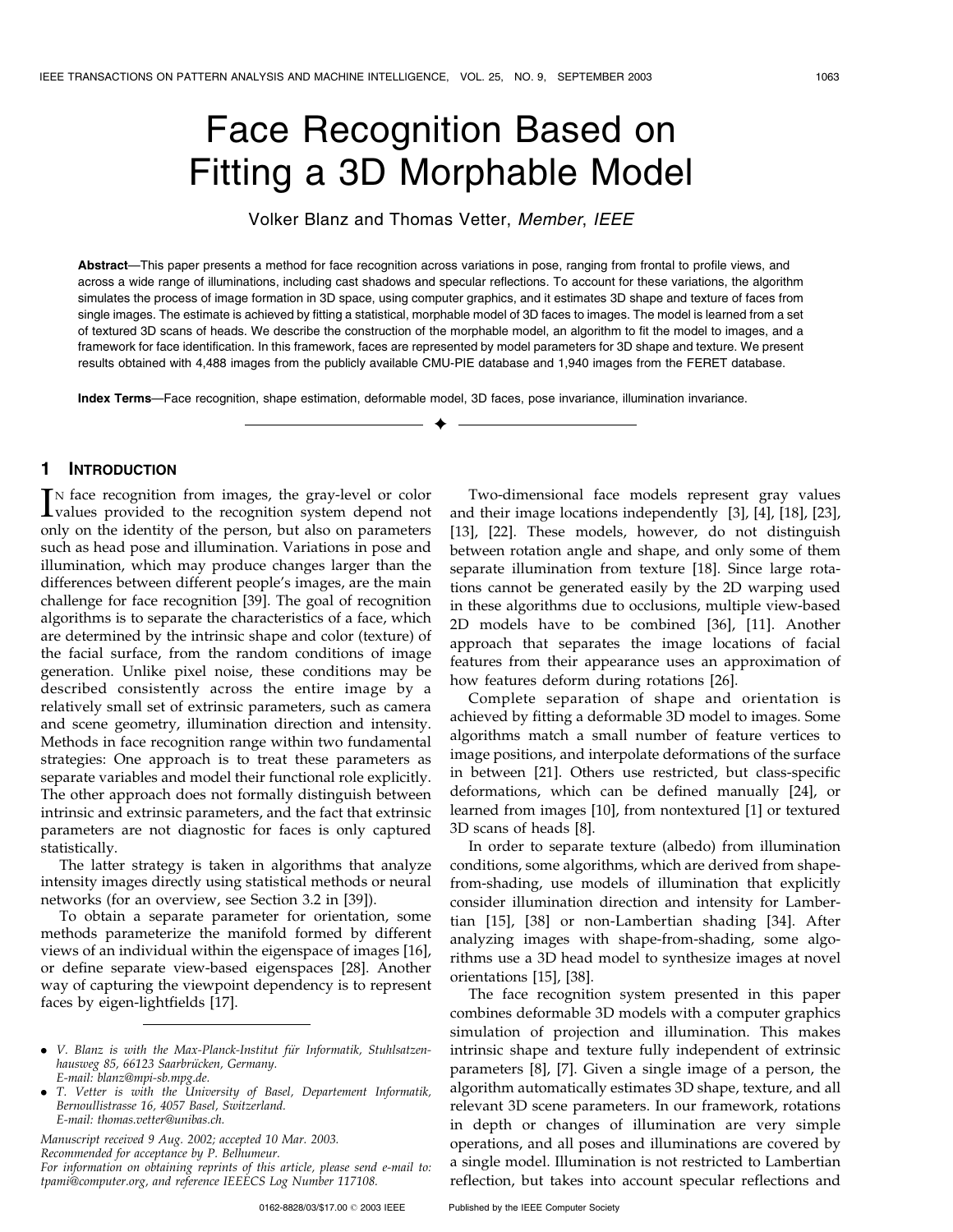# Face Recognition Based on Fitting a 3D Morphable Model

Volker Blanz and Thomas Vetter, *Member*, *IEEE*

**Abstract**—This paper presents a method for face recognition across variations in pose, ranging from frontal to profile views, and across a wide range of illuminations, including cast shadows and specular reflections. To account for these variations, the algorithm simulates the process of image formation in 3D space, using computer graphics, and it estimates 3D shape and texture of faces from single images. The estimate is achieved by fitting a statistical, morphable model of 3D faces to images. The model is learned from a set of textured 3D scans of heads. We describe the construction of the morphable model, an algorithm to fit the model to images, and a framework for face identification. In this framework, faces are represented by model parameters for 3D shape and texture. We present results obtained with 4,488 images from the publicly available CMU-PIE database and 1,940 images from the FERET database.

**Index Terms**—Face recognition, shape estimation, deformable model, 3D faces, pose invariance, illumination invariance.

## 1 Introduction

In face recognition from images, the gray-level or color values provided to the recognition system depend not only on the identity of the person, but also on parameters such as head pose and illumination. Variations in pose and illumination, which may produce changes larger than the differences between different people's images, are the main challenge for face recognition [39]. The goal of recognition algorithms is to separate the characteristics of a face, which are determined by the intrinsic shape and color (texture) of the facial surface, from the random conditions of image generation. Unlike pixel noise, these conditions may be described consistently across the entire image by a relatively small set of extrinsic parameters, such as camera and scene geometry, illumination direction and intensity. Methods in face recognition range within two fundamental strategies: One approach is to treat these parameters as separate variables and model their functional role explicitly. The other approach does not formally distinguish between intrinsic and extrinsic parameters, and the fact that extrinsic parameters are not diagnostic for faces is only captured statistically.

The latter strategy is taken in algorithms that analyze intensity images directly using statistical methods or neural networks (for an overview, see Section 3.2 in [39]).

To obtain a separate parameter for orientation, some methods parameterize the manifold formed by different views of an individual within the eigenspace of images [16], or define separate view-based eigenspaces [28]. Another way of capturing the viewpoint dependency is to represent faces by eigen-lightfields [17].

Two-dimensional face models represent gray values and their image locations independently [3], [4], [18], [23], [13], [22]. These models, however, do not distinguish between rotation angle and shape, and only some of them separate illumination from texture [18]. Since large rotations cannot be generated easily by the 2D warping used in these algorithms due to occlusions, multiple view-based 2D models have to be combined [36], [11]. Another approach that separates the image locations of facial features from their appearance uses an approximation of how features deform during rotations [26].

Complete separation of shape and orientation is achieved by fitting a deformable 3D model to images. Some algorithms match a small number of feature vertices to image positions, and interpolate deformations of the surface in between [21]. Others use restricted, but class-specific deformations, which can be defined manually [24], or learned from images [10], from nontextured [1] or textured 3D scans of heads [8].

In order to separate texture (albedo) from illumination conditions, some algorithms, which are derived from shape-from-shading, use models of illumination that explicitly consider illumination direction and intensity for Lambertian [15], [38] or non-Lambertian shading [34]. After analyzing images with shape-from-shading, some algorithms use a 3D head model to synthesize images at novel orientations [15], [38].

The face recognition system presented in this paper combines deformable 3D models with a computer graphics simulation of projection and illumination. This makes intrinsic shape and texture fully independent of extrinsic parameters [8], [7]. Given a single image of a person, the algorithm automatically estimates 3D shape, texture, and all relevant 3D scene parameters. In our framework, rotations in depth or changes of illumination are very simple operations, and all poses and illuminations are covered by a single model. Illumination is not restricted to Lambertian reflection, but takes into account specular reflections and

- *V. Blanz is with the Max-Planck-Institut für Informatik, Stuhlsatzenhausweg 85, 66123 Saarbrücken, Germany. E-mail: blanz@mpi-sb.mpg.de.*
- *T. Vetter is with the University of Basel, Departement Informatik, Bernoullistrasse 16, 4057 Basel, Switzerland. E-mail: thomas.vetter@unibas.ch.*

*Manuscript received 9 Aug. 2002; accepted 10 Mar. 2003. Recommended for acceptance by P. Belhumeur. For information on obtaining reprints of this article, please send e-mail to: tpami@computer.org, and reference IEEECS Log Number 117108.*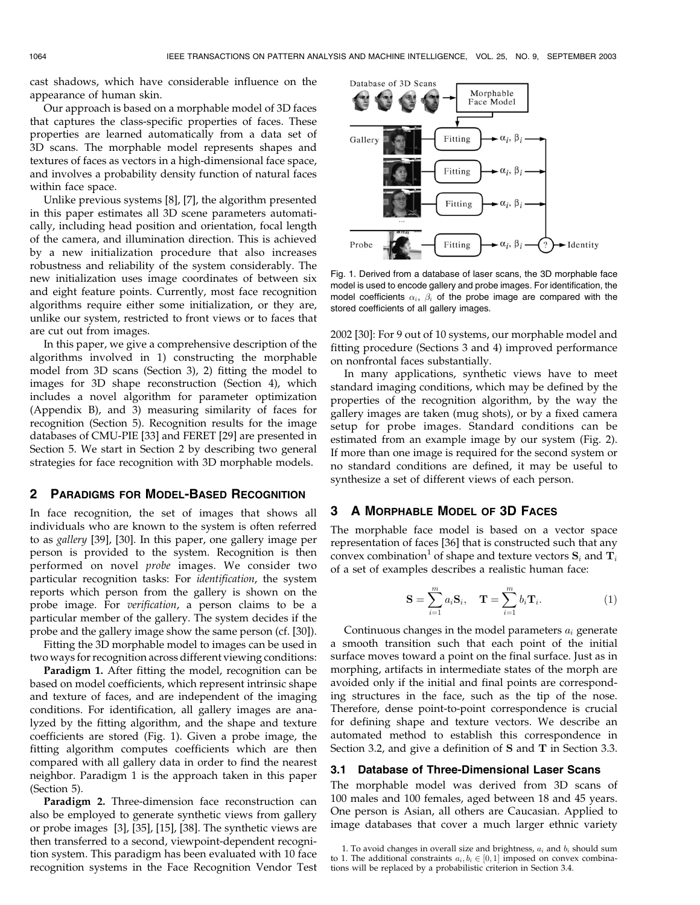cast shadows, which have considerable influence on the appearance of human skin.

Our approach is based on a morphable model of 3D faces that captures the class-specific properties of faces. These properties are learned automatically from a data set of 3D scans. The morphable model represents shapes and textures of faces as vectors in a high-dimensional face space, and involves a probability density function of natural faces within face space.

Unlike previous systems [8], [7], the algorithm presented in this paper estimates all 3D scene parameters automatically, including head position and orientation, focal length of the camera, and illumination direction. This is achieved by a new initialization procedure that also increases robustness and reliability of the system considerably. The new initialization uses image coordinates of between six and eight feature points. Currently, most face recognition algorithms require either some initialization, or they are, unlike our system, restricted to front views or to faces that are cut out from images.

In this paper, we give a comprehensive description of the algorithms involved in 1) constructing the morphable model from 3D scans (Section 3), 2) fitting the model to images for 3D shape reconstruction (Section 4), which includes a novel algorithm for parameter optimization (Appendix B), and 3) measuring similarity of faces for recognition (Section 5). Recognition results for the image databases of CMU-PIE [33] and FERET [29] are presented in Section 5. We start in Section 2 by describing two general strategies for face recognition with 3D morphable models.

## 2 Paradigms for Model-Based Recognition

In face recognition, the set of images that shows all individuals who are known to the system is often referred to as *gallery* [39], [30]. In this paper, one gallery image per person is provided to the system. Recognition is then performed on novel *probe* images. We consider two particular recognition tasks: For *identification*, the system reports which person from the gallery is shown on the probe image. For *verification*, a person claims to be a particular member of the gallery. The system decides if the probe and the gallery image show the same person (cf. [30]).

Fitting the 3D morphable model to images can be used in two ways for recognition across different viewing conditions:

**Paradigm 1.** After fitting the model, recognition can be based on model coefficients, which represent intrinsic shape and texture of faces, and are independent of the imaging conditions. For identification, all gallery images are analyzed by the fitting algorithm, and the shape and texture coefficients are stored (Fig. 1). Given a probe image, the fitting algorithm computes coefficients which are then compared with all gallery data in order to find the nearest neighbor. Paradigm 1 is the approach taken in this paper (Section 5).

**Paradigm 2.** Three-dimension face reconstruction can also be employed to generate synthetic views from gallery or probe images [3], [35], [15], [38]. The synthetic views are then transferred to a second, viewpoint-dependent recognition system. This paradigm has been evaluated with 10 face recognition systems in the Face Recognition Vendor Test 2002 [30]: For 9 out of 10 systems, our morphable model and fitting procedure (Sections 3 and 4) improved performance on nonfrontal faces substantially.

Fig. 1. Derived from a database of laser scans, the 3D morphable face model is used to encode gallery and probe images. For identification, the model coefficients $\alpha_i$, $\beta_i$ of the probe image are compared with the stored coefficients of all gallery images.

In many applications, synthetic views have to meet standard imaging conditions, which may be defined by the properties of the recognition algorithm, by the way the gallery images are taken (mug shots), or by a fixed camera setup for probe images. Standard conditions can be estimated from an example image by our system (Fig. 2). If more than one image is required for the second system or no standard conditions are defined, it may be useful to synthesize a set of different views of each person.

## 3 A Morphable Model of 3D Faces

The morphable face model is based on a vector space representation of faces [36] that is constructed such that any convex combination[1] of shape and texture vectors $\mathbf{S}_i$ and $\mathbf{T}_i$ of a set of examples describes a realistic human face:

$$\mathbf{S} = \sum_{i=1}^{m} a_i \mathbf{S}_i, \quad \mathbf{T} = \sum_{i=1}^{m} b_i \mathbf{T}_i. \tag{1}$$

Continuous changes in the model parameters $a_i$ generate a smooth transition such that each point of the initial surface moves toward a point on the final surface. Just as in morphing, artifacts in intermediate states of the morph are avoided only if the initial and final points are corresponding structures in the face, such as the tip of the nose. Therefore, dense point-to-point correspondence is crucial for defining shape and texture vectors. We describe an automated method to establish this correspondence in Section 3.2, and give a definition of $\mathbf{S}$ and $\mathbf{T}$ in Section 3.3.

### 3.1 Database of Three-Dimensional Laser Scans

The morphable model was derived from 3D scans of 100 males and 100 females, aged between 18 and 45 years. One person is Asian, all others are Caucasian. Applied to image databases that cover a much larger ethnic variety

1. To avoid changes in overall size and brightness, $a_i$ and $b_i$ should sum to 1. The additional constraints $a_i, b_i \in [0, 1]$ imposed on convex combinations will be replaced by a probabilistic criterion in Section 3.4.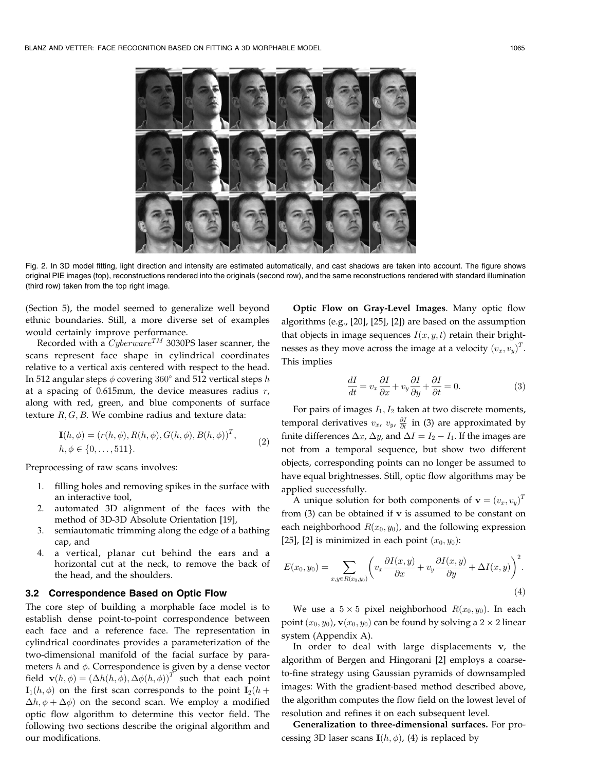Fig. 2. In 3D model fitting, light direction and intensity are estimated automatically, and cast shadows are taken into account. The figure shows original PIE images (top), reconstructions rendered into the originals (second row), and the same reconstructions rendered with standard illumination (third row) taken from the top right image.

(Section 5), the model seemed to generalize well beyond ethnic boundaries. Still, a more diverse set of examples would certainly improve performance.

Recorded with a $Cyberware^{TM}$ 3030PS laser scanner, the scans represent face shape in cylindrical coordinates relative to a vertical axis centered with respect to the head. In 512 angular steps $\phi$ covering $360^\circ$ and 512 vertical steps $h$ at a spacing of 0.615mm, the device measures radius $r$, along with red, green, and blue components of surface texture $R, G, B$. We combine radius and texture data:

$$\mathbf{I}(h, \phi) = (r(h, \phi), R(h, \phi), G(h, \phi), B(h, \phi))^T, \quad h, \phi \in \{0, \dots, 511\}. \tag{2}$$

Preprocessing of raw scans involves:

1. filling holes and removing spikes in the surface with an interactive tool,
2. automated 3D alignment of the faces with the method of 3D-3D Absolute Orientation [19],
3. semiautomatic trimming along the edge of a bathing cap, and
4. a vertical, planar cut behind the ears and a horizontal cut at the neck, to remove the back of the head, and the shoulders.

### 3.2 Correspondence Based on Optic Flow

The core step of building a morphable face model is to establish dense point-to-point correspondence between each face and a reference face. The representation in cylindrical coordinates provides a parameterization of the two-dimensional manifold of the facial surface by parameters $h$ and $\phi$. Correspondence is given by a dense vector field $\mathbf{v}(h, \phi) = (\Delta h(h, \phi), \Delta\phi(h, \phi))^T$ such that each point $\mathbf{I}_1(h, \phi)$ on the first scan corresponds to the point $\mathbf{I}_2(h + \Delta h, \phi + \Delta\phi)$ on the second scan. We employ a modified optic flow algorithm to determine this vector field. The following two sections describe the original algorithm and our modifications.

**Optic Flow on Gray-Level Images**. Many optic flow algorithms (e.g., [20], [25], [2]) are based on the assumption that objects in image sequences $I(x, y, t)$ retain their brightnesses as they move across the image at a velocity $(v_x, v_y)^T$. This implies

$$\frac{dI}{dt} = v_x \frac{\partial I}{\partial x} + v_y \frac{\partial I}{\partial y} + \frac{\partial I}{\partial t} = 0. \tag{3}$$

For pairs of images $I_1, I_2$ taken at two discrete moments, temporal derivatives $v_x$, $v_y$, $\frac{\partial I}{\partial t}$ in (3) are approximated by finite differences $\Delta x$, $\Delta y$, and $\Delta I = I_2 - I_1$. If the images are not from a temporal sequence, but show two different objects, corresponding points can no longer be assumed to have equal brightnesses. Still, optic flow algorithms may be applied successfully.

A unique solution for both components of $\mathbf{v} = (v_x, v_y)^T$ from (3) can be obtained if $\mathbf{v}$ is assumed to be constant on each neighborhood $R(x_0, y_0)$, and the following expression [25], [2] is minimized in each point $(x_0, y_0)$:

$$E(x_0, y_0) = \sum_{x,y \in R(x_0,y_0)} \left( v_x \frac{\partial I(x, y)}{\partial x} + v_y \frac{\partial I(x, y)}{\partial y} + \Delta I(x, y) \right)^2. \tag{4}$$

We use a $5 \times 5$ pixel neighborhood $R(x_0, y_0)$. In each point $(x_0, y_0)$, $\mathbf{v}(x_0, y_0)$ can be found by solving a $2 \times 2$ linear system (Appendix A).

In order to deal with large displacements $\mathbf{v}$, the algorithm of Bergen and Hingorani [2] employs a coarse-to-fine strategy using Gaussian pyramids of downsampled images: With the gradient-based method described above, the algorithm computes the flow field on the lowest level of resolution and refines it on each subsequent level.

**Generalization to three-dimensional surfaces.** For processing 3D laser scans $\mathbf{I}(h, \phi)$, (4) is replaced by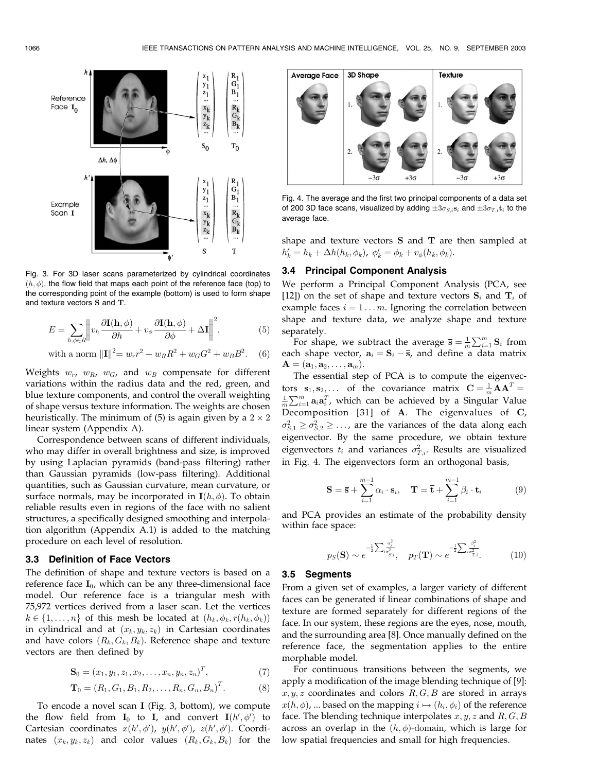Fig. 3. For 3D laser scans parameterized by cylindrical coordinates $(h, \phi)$, the flow field that maps each point of the reference face (top) to the corresponding point of the example (bottom) is used to form shape and texture vectors $\mathbf{S}$ and $\mathbf{T}$.

$$E = \sum_{h,\phi \in R} \left\| v_h \frac{\partial \mathbf{I}(\mathbf{h}, \phi)}{\partial h} + v_\phi \frac{\partial \mathbf{I}(\mathbf{h}, \phi)}{\partial \phi} + \Delta \mathbf{I} \right\|^2, \tag{5}$$

$$\text{with a norm } \|\mathbf{I}\|^2 = w_r r^2 + w_R R^2 + w_G G^2 + w_B B^2. \tag{6}$$

Weights $w_r$, $w_R$, $w_G$, and $w_B$ compensate for different variations within the radius data and the red, green, and blue texture components, and control the overall weighting of shape versus texture information. The weights are chosen heuristically. The minimum of (5) is again given by a $2 \times 2$ linear system (Appendix A).

Correspondence between scans of different individuals, who may differ in overall brightness and size, is improved by using Laplacian pyramids (band-pass filtering) rather than Gaussian pyramids (low-pass filtering). Additional quantities, such as Gaussian curvature, mean curvature, or surface normals, may be incorporated in $\mathbf{I}(h, \phi)$. To obtain reliable results even in regions of the face with no salient structures, a specifically designed smoothing and interpolation algorithm (Appendix A.1) is added to the matching procedure on each level of resolution.

### 3.3 Definition of Face Vectors

The definition of shape and texture vectors is based on a reference face $\mathbf{I}_0$, which can be any three-dimensional face model. Our reference face is a triangular mesh with 75,972 vertices derived from a laser scan. Let the vertices $k \in \{1, \ldots, n\}$ of this mesh be located at $(h_k, \phi_k, r(h_k, \phi_k))$ in cylindrical and at $(x_k, y_k, z_k)$ in Cartesian coordinates and have colors $(R_k, G_k, B_k)$. Reference shape and texture vectors are then defined by

$$\mathbf{S}_0 = (x_1, y_1, z_1, x_2, \ldots, x_n, y_n, z_n)^T, \tag{7}$$

$$\mathbf{T}_0 = (R_1, G_1, B_1, R_2, \ldots, R_n, G_n, B_n)^T. \tag{8}$$

To encode a novel scan $\mathbf{I}$ (Fig. 3, bottom), we compute the flow field from $\mathbf{I}_0$ to $\mathbf{I}$, and convert $\mathbf{I}(h', \phi')$ to Cartesian coordinates $x(h', \phi')$, $y(h', \phi')$, $z(h', \phi')$. Coordinates $(x_k, y_k, z_k)$ and color values $(R_k, G_k, B_k)$ for the shape and texture vectors $\mathbf{S}$ and $\mathbf{T}$ are then sampled at $h'_k = h_k + \Delta h(h_k, \phi_k)$, $\phi'_k = \phi_k + v_\phi(h_k, \phi_k)$.

Fig. 4. The average and the first two principal components of a data set of 200 3D face scans, visualized by adding $\pm 3\sigma_{S,i}\mathbf{s}_i$ and $\pm 3\sigma_{T,i}\mathbf{t}_i$ to the average face.

### 3.4 Principal Component Analysis

We perform a Principal Component Analysis (PCA, see [12]) on the set of shape and texture vectors $\mathbf{S}_i$ and $\mathbf{T}_i$ of example faces $i = 1 \ldots m$. Ignoring the correlation between shape and texture data, we analyze shape and texture separately.

For shape, we subtract the average $\overline{\mathbf{s}} = \frac{1}{m}\sum_{i=1}^{m} \mathbf{S}_i$ from each shape vector, $\mathbf{a}_i = \mathbf{S}_i - \overline{\mathbf{s}}$, and define a data matrix $\mathbf{A} = (\mathbf{a}_1, \mathbf{a}_2, \ldots, \mathbf{a}_m)$.

The essential step of PCA is to compute the eigenvectors $\mathbf{s}_1, \mathbf{s}_2, \ldots$ of the covariance matrix $\mathbf{C} = \frac{1}{m}\mathbf{A}\mathbf{A}^T = \frac{1}{m}\sum_{i=1}^{m} \mathbf{a}_i \mathbf{a}_i^T$, which can be achieved by a Singular Value Decomposition [31] of $\mathbf{A}$. The eigenvalues of $\mathbf{C}$, $\sigma_{S,1}^2 \geq \sigma_{S,2}^2 \geq \ldots$, are the variances of the data along each eigenvector. By the same procedure, we obtain texture eigenvectors $t_i$ and variances $\sigma_{T,i}^2$. Results are visualized in Fig. 4. The eigenvectors form an orthogonal basis,

$$\mathbf{S} = \overline{\mathbf{s}} + \sum_{i=1}^{m-1} \alpha_i \cdot \mathbf{s}_i, \quad \mathbf{T} = \overline{\mathbf{t}} + \sum_{i=1}^{m-1} \beta_i \cdot \mathbf{t}_i \tag{9}$$

and PCA provides an estimate of the probability density within face space:

$$p_S(\mathbf{S}) \sim e^{-\frac{1}{2}\sum_i \frac{\alpha_i^2}{\sigma_{S,i}^2}}, \quad p_T(\mathbf{T}) \sim e^{-\frac{1}{2}\sum_i \frac{\beta_i^2}{\sigma_{T,i}^2}}. \tag{10}$$

### 3.5 Segments

From a given set of examples, a larger variety of different faces can be generated if linear combinations of shape and texture are formed separately for different regions of the face. In our system, these regions are the eyes, nose, mouth, and the surrounding area [8]. Once manually defined on the reference face, the segmentation applies to the entire morphable model.

For continuous transitions between the segments, we apply a modification of the image blending technique of [9]: $x, y, z$ coordinates and colors $R, G, B$ are stored in arrays $x(h, \phi)$, ... based on the mapping $i \mapsto (h_i, \phi_i)$ of the reference face. The blending technique interpolates $x, y, z$ and $R, G, B$ across an overlap in the $(h, \phi)$-domain, which is large for low spatial frequencies and small for high frequencies.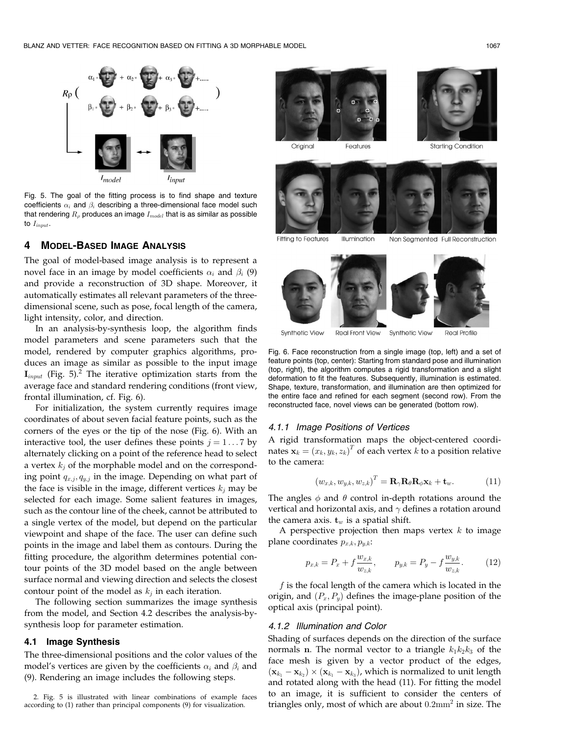Fig. 5. The goal of the fitting process is to find shape and texture coefficients $\alpha_i$ and $\beta_i$ describing a three-dimensional face model such that rendering $R_\rho$ produces an image $I_{model}$ that is as similar as possible to $I_{input}$.

Fig. 6. Face reconstruction from a single image (top, left) and a set of feature points (top, center): Starting from standard pose and illumination (top, right), the algorithm computes a rigid transformation and a slight deformation to fit the features. Subsequently, illumination is estimated. Shape, texture, transformation, and illumination are then optimized for the entire face and refined for each segment (second row). From the reconstructed face, novel views can be generated (bottom row).

## 4 Model-Based Image Analysis

The goal of model-based image analysis is to represent a novel face in an image by model coefficients $\alpha_i$ and $\beta_i$ (9) and provide a reconstruction of 3D shape. Moreover, it automatically estimates all relevant parameters of the three-dimensional scene, such as pose, focal length of the camera, light intensity, color, and direction.

In an analysis-by-synthesis loop, the algorithm finds model parameters and scene parameters such that the model, rendered by computer graphics algorithms, produces an image as similar as possible to the input image $\mathbf{I}_{input}$ (Fig. 5).[2] The iterative optimization starts from the average face and standard rendering conditions (front view, frontal illumination, cf. Fig. 6).

For initialization, the system currently requires image coordinates of about seven facial feature points, such as the corners of the eyes or the tip of the nose (Fig. 6). With an interactive tool, the user defines these points $j = 1 \dots 7$ by alternately clicking on a point of the reference head to select a vertex $k_j$ of the morphable model and on the corresponding point $q_{x,j}, q_{y,j}$ in the image. Depending on what part of the face is visible in the image, different vertices $k_j$ may be selected for each image. Some salient features in images, such as the contour line of the cheek, cannot be attributed to a single vertex of the model, but depend on the particular viewpoint and shape of the face. The user can define such points in the image and label them as contours. During the fitting procedure, the algorithm determines potential contour points of the 3D model based on the angle between surface normal and viewing direction and selects the closest contour point of the model as $k_j$ in each iteration.

The following section summarizes the image synthesis from the model, and Section 4.2 describes the analysis-by-synthesis loop for parameter estimation.

### 4.1 Image Synthesis

The three-dimensional positions and the color values of the model's vertices are given by the coefficients $\alpha_i$ and $\beta_i$ and (9). Rendering an image includes the following steps.

2. Fig. 5 is illustrated with linear combinations of example faces according to (1) rather than principal components (9) for visualization.

#### 4.1.1 Image Positions of Vertices

A rigid transformation maps the object-centered coordinates $\mathbf{x}_k = (x_k, y_k, z_k)^T$ of each vertex $k$ to a position relative to the camera:

$$(w_{x,k}, w_{y,k}, w_{z,k})^T = \mathbf{R}_\gamma \mathbf{R}_\theta \mathbf{R}_\phi \mathbf{x}_k + \mathbf{t}_w. \qquad (11)$$

The angles $\phi$ and $\theta$ control in-depth rotations around the vertical and horizontal axis, and $\gamma$ defines a rotation around the camera axis. $\mathbf{t}_w$ is a spatial shift.

A perspective projection then maps vertex $k$ to image plane coordinates $p_{x,k}, p_{y,k}$:

$$p_{x,k} = P_x + f\frac{w_{x,k}}{w_{z,k}}, \qquad p_{y,k} = P_y - f\frac{w_{y,k}}{w_{z,k}}. \qquad (12)$$

$f$ is the focal length of the camera which is located in the origin, and $(P_x, P_y)$ defines the image-plane position of the optical axis (principal point).

#### 4.1.2 Illumination and Color

Shading of surfaces depends on the direction of the surface normals $\mathbf{n}$. The normal vector to a triangle $k_1k_2k_3$ of the face mesh is given by a vector product of the edges, $(\mathbf{x}_{k_1} - \mathbf{x}_{k_2}) \times (\mathbf{x}_{k_1} - \mathbf{x}_{k_3})$, which is normalized to unit length and rotated along with the head (11). For fitting the model to an image, it is sufficient to consider the centers of triangles only, most of which are about $0.2\text{mm}^2$ in size. The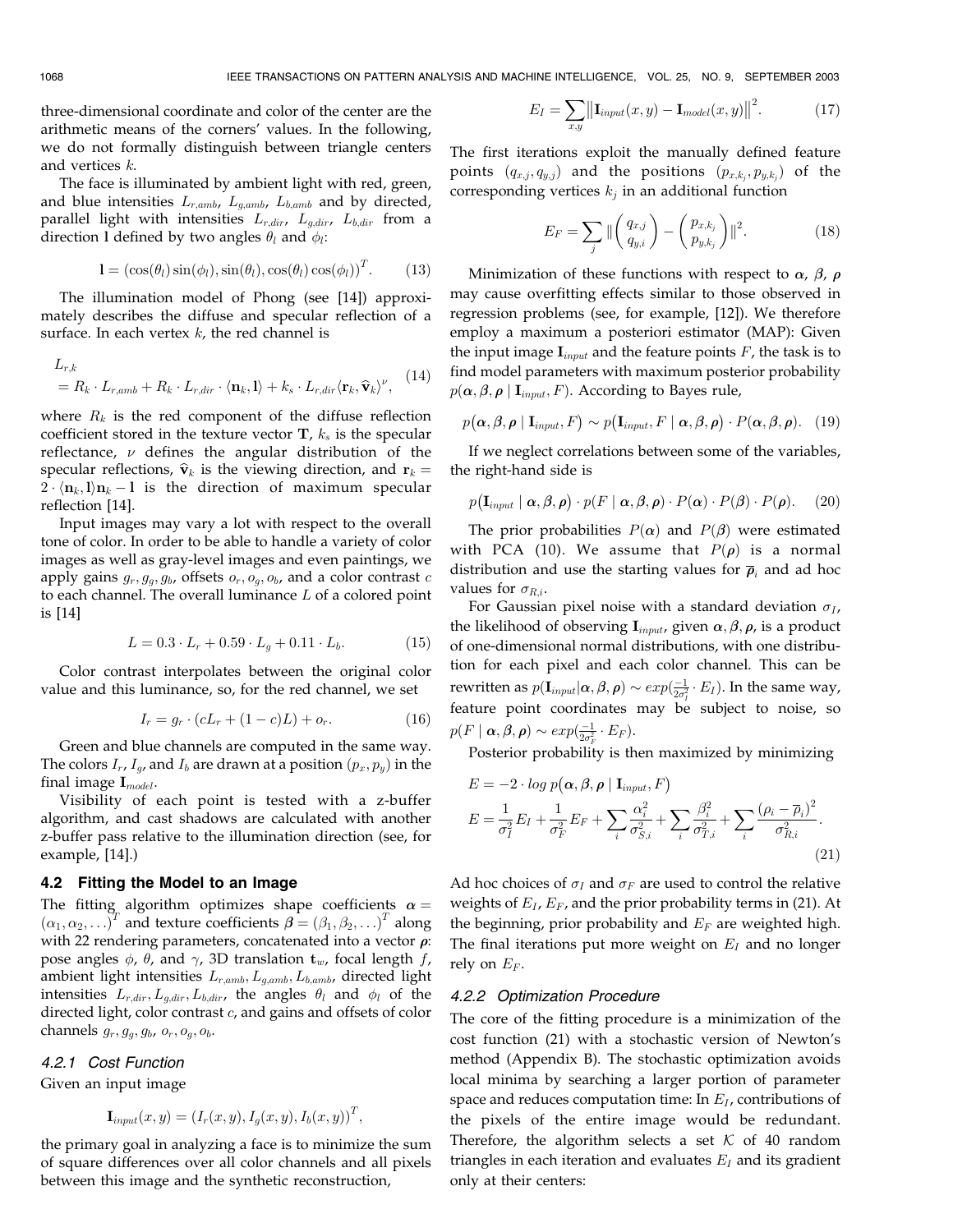three-dimensional coordinate and color of the center are the arithmetic means of the corners' values. In the following, we do not formally distinguish between triangle centers and vertices $k$.

The face is illuminated by ambient light with red, green, and blue intensities $L_{r,amb}$, $L_{g,amb}$, $L_{b,amb}$ and by directed, parallel light with intensities $L_{r,dir}$, $L_{g,dir}$, $L_{b,dir}$ from a direction $\mathbf{l}$ defined by two angles $\theta_l$ and $\phi_l$:

$$\mathbf{l} = (\cos(\theta_l)\sin(\phi_l), \sin(\theta_l), \cos(\theta_l)\cos(\phi_l))^T. \tag{13}$$

The illumination model of Phong (see [14]) approximately describes the diffuse and specular reflection of a surface. In each vertex $k$, the red channel is

$$L_{r,k} = R_k \cdot L_{r,amb} + R_k \cdot L_{r,dir} \cdot \langle \mathbf{n}_k, \mathbf{l} \rangle + k_s \cdot L_{r,dir} \langle \mathbf{r}_k, \widehat{\mathbf{v}}_k \rangle^{\nu}, \tag{14}$$

where $R_k$ is the red component of the diffuse reflection coefficient stored in the texture vector $\mathbf{T}$, $k_s$ is the specular reflectance, $\nu$ defines the angular distribution of the specular reflections, $\widehat{\mathbf{v}}_k$ is the viewing direction, and $\mathbf{r}_k = 2 \cdot \langle \mathbf{n}_k, \mathbf{l} \rangle \mathbf{n}_k - \mathbf{l}$ is the direction of maximum specular reflection [14].

Input images may vary a lot with respect to the overall tone of color. In order to be able to handle a variety of color images as well as gray-level images and even paintings, we apply gains $g_r, g_g, g_b$, offsets $o_r, o_g, o_b$, and a color contrast $c$ to each channel. The overall luminance $L$ of a colored point is [14]

$$L = 0.3 \cdot L_r + 0.59 \cdot L_g + 0.11 \cdot L_b. \tag{15}$$

Color contrast interpolates between the original color value and this luminance, so, for the red channel, we set

$$I_r = g_r \cdot (cL_r + (1 - c)L) + o_r. \tag{16}$$

Green and blue channels are computed in the same way. The colors $I_r$, $I_g$, and $I_b$ are drawn at a position $(p_x, p_y)$ in the final image $\mathbf{I}_{model}$.

Visibility of each point is tested with a z-buffer algorithm, and cast shadows are calculated with another z-buffer pass relative to the illumination direction (see, for example, [14].)

### 4.2 Fitting the Model to an Image

The fitting algorithm optimizes shape coefficients $\boldsymbol{\alpha} = (\alpha_1, \alpha_2, \ldots)^T$ and texture coefficients $\boldsymbol{\beta} = (\beta_1, \beta_2, \ldots)^T$ along with 22 rendering parameters, concatenated into a vector $\boldsymbol{\rho}$: pose angles $\phi$, $\theta$, and $\gamma$, 3D translation $\mathbf{t}_w$, focal length $f$, ambient light intensities $L_{r,amb}, L_{g,amb}, L_{b,amb}$, directed light intensities $L_{r,dir}, L_{g,dir}, L_{b,dir}$, the angles $\theta_l$ and $\phi_l$ of the directed light, color contrast $c$, and gains and offsets of color channels $g_r, g_g, g_b$, $o_r, o_g, o_b$.

#### 4.2.1 Cost Function

Given an input image

$$\mathbf{I}_{input}(x, y) = (I_r(x, y), I_g(x, y), I_b(x, y))^T,$$

the primary goal in analyzing a face is to minimize the sum of square differences over all color channels and all pixels between this image and the synthetic reconstruction,

$$E_I = \sum_{x,y} \left\| \mathbf{I}_{input}(x, y) - \mathbf{I}_{model}(x, y) \right\|^2. \tag{17}$$

The first iterations exploit the manually defined feature points $(q_{x,j}, q_{y,j})$ and the positions $(p_{x,k_j}, p_{y,k_j})$ of the corresponding vertices $k_j$ in an additional function

$$E_F = \sum_j \left\| \begin{pmatrix} q_{x,j} \\ q_{y,i} \end{pmatrix} - \begin{pmatrix} p_{x,k_j} \\ p_{y,k_j} \end{pmatrix} \right\|^2. \tag{18}$$

Minimization of these functions with respect to $\boldsymbol{\alpha}$, $\boldsymbol{\beta}$, $\boldsymbol{\rho}$ may cause overfitting effects similar to those observed in regression problems (see, for example, [12]). We therefore employ a maximum a posteriori estimator (MAP): Given the input image $\mathbf{I}_{input}$ and the feature points $F$, the task is to find model parameters with maximum posterior probability $p(\boldsymbol{\alpha}, \boldsymbol{\beta}, \boldsymbol{\rho} \mid \mathbf{I}_{input}, F)$. According to Bayes rule,

$$p(\boldsymbol{\alpha}, \boldsymbol{\beta}, \boldsymbol{\rho} \mid \mathbf{I}_{input}, F) \sim p(\mathbf{I}_{input}, F \mid \boldsymbol{\alpha}, \boldsymbol{\beta}, \boldsymbol{\rho}) \cdot P(\boldsymbol{\alpha}, \boldsymbol{\beta}, \boldsymbol{\rho}). \tag{19}$$

If we neglect correlations between some of the variables, the right-hand side is

$$p(\mathbf{I}_{input} \mid \boldsymbol{\alpha}, \boldsymbol{\beta}, \boldsymbol{\rho}) \cdot p(F \mid \boldsymbol{\alpha}, \boldsymbol{\beta}, \boldsymbol{\rho}) \cdot P(\boldsymbol{\alpha}) \cdot P(\boldsymbol{\beta}) \cdot P(\boldsymbol{\rho}). \tag{20}$$

The prior probabilities $P(\boldsymbol{\alpha})$ and $P(\boldsymbol{\beta})$ were estimated with PCA (10). We assume that $P(\boldsymbol{\rho})$ is a normal distribution and use the starting values for $\overline{\boldsymbol{\rho}}_i$ and ad hoc values for $\sigma_{R,i}$.

For Gaussian pixel noise with a standard deviation $\sigma_I$, the likelihood of observing $\mathbf{I}_{input}$, given $\boldsymbol{\alpha}, \boldsymbol{\beta}, \boldsymbol{\rho}$, is a product of one-dimensional normal distributions, with one distribution for each pixel and each color channel. This can be rewritten as $p(\mathbf{I}_{input} | \boldsymbol{\alpha}, \boldsymbol{\beta}, \boldsymbol{\rho}) \sim exp(\frac{-1}{2\sigma_I^2} \cdot E_I)$. In the same way, feature point coordinates may be subject to noise, so $p(F \mid \boldsymbol{\alpha}, \boldsymbol{\beta}, \boldsymbol{\rho}) \sim exp(\frac{-1}{2\sigma_F^2} \cdot E_F)$.

Posterior probability is then maximized by minimizing

$$\begin{aligned} E &= -2 \cdot log\, p(\boldsymbol{\alpha}, \boldsymbol{\beta}, \boldsymbol{\rho} \mid \mathbf{I}_{input}, F) \\ E &= \frac{1}{\sigma_I^2} E_I + \frac{1}{\sigma_F^2} E_F + \sum_i \frac{\alpha_i^2}{\sigma_{S,i}^2} + \sum_i \frac{\beta_i^2}{\sigma_{T,i}^2} + \sum_i \frac{(\rho_i - \overline{\rho}_i)^2}{\sigma_{R,i}^2}. \end{aligned} \tag{21}$$

Ad hoc choices of $\sigma_I$ and $\sigma_F$ are used to control the relative weights of $E_I$, $E_F$, and the prior probability terms in (21). At the beginning, prior probability and $E_F$ are weighted high. The final iterations put more weight on $E_I$ and no longer rely on $E_F$.

#### 4.2.2 Optimization Procedure

The core of the fitting procedure is a minimization of the cost function (21) with a stochastic version of Newton's method (Appendix B). The stochastic optimization avoids local minima by searching a larger portion of parameter space and reduces computation time: In $E_I$, contributions of the pixels of the entire image would be redundant. Therefore, the algorithm selects a set $\mathcal{K}$ of 40 random triangles in each iteration and evaluates $E_I$ and its gradient only at their centers: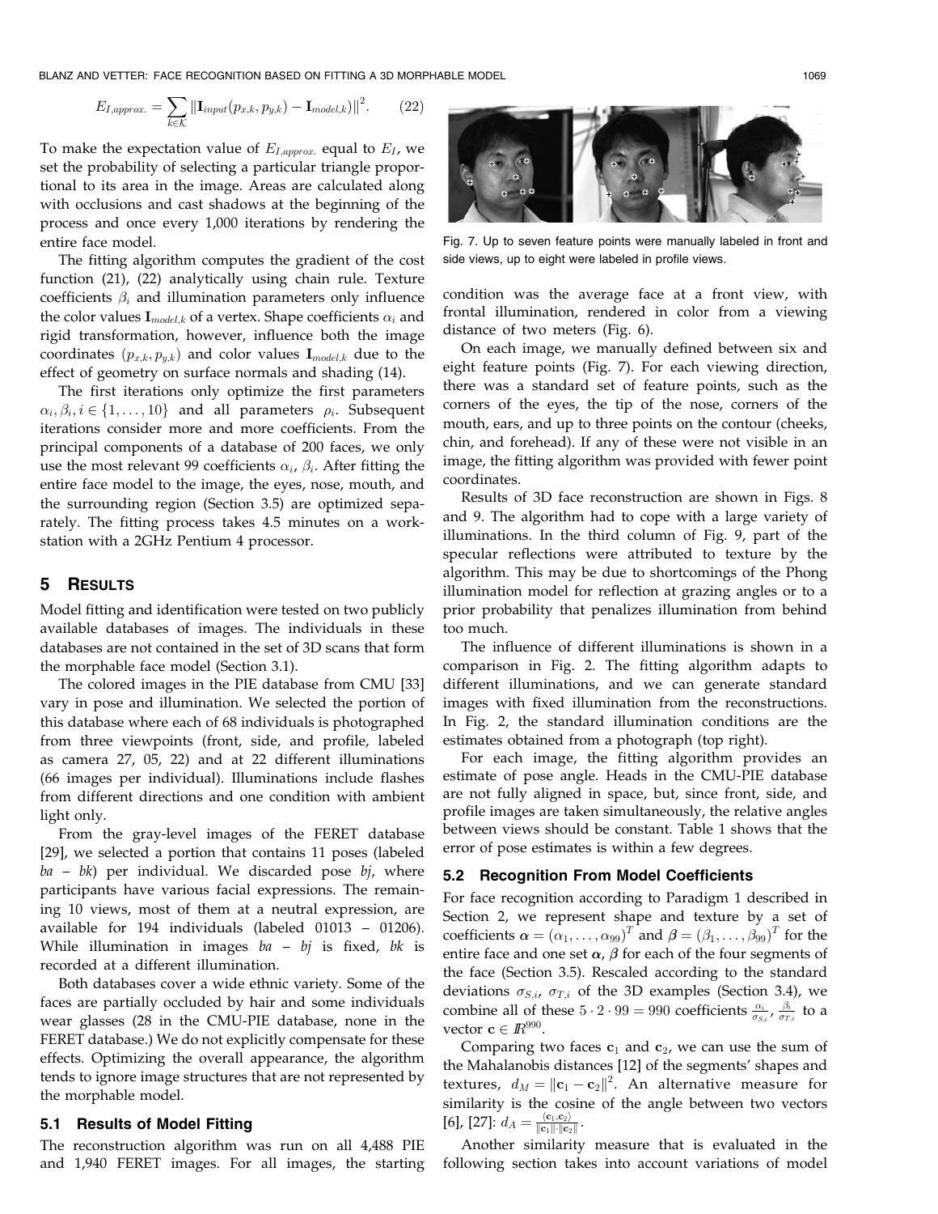$$E_{I,approx.} = \sum_{k \in \mathcal{K}} \|\mathbf{I}_{input}(p_{x,k}, p_{y,k}) - \mathbf{I}_{model,k})\|^2. \quad (22)$$

To make the expectation value of $E_{I,approx.}$ equal to $E_I$, we set the probability of selecting a particular triangle proportional to its area in the image. Areas are calculated along with occlusions and cast shadows at the beginning of the process and once every 1,000 iterations by rendering the entire face model.

The fitting algorithm computes the gradient of the cost function (21), (22) analytically using chain rule. Texture coefficients $\beta_i$ and illumination parameters only influence the color values $\mathbf{I}_{model,k}$ of a vertex. Shape coefficients $\alpha_i$ and rigid transformation, however, influence both the image coordinates $(p_{x,k}, p_{y,k})$ and color values $\mathbf{I}_{model,k}$ due to the effect of geometry on surface normals and shading (14).

The first iterations only optimize the first parameters $\alpha_i, \beta_i, i \in \{1, \ldots, 10\}$ and all parameters $\rho_i$. Subsequent iterations consider more and more coefficients. From the principal components of a database of 200 faces, we only use the most relevant 99 coefficients $\alpha_i$, $\beta_i$. After fitting the entire face model to the image, the eyes, nose, mouth, and the surrounding region (Section 3.5) are optimized separately. The fitting process takes 4.5 minutes on a workstation with a 2GHz Pentium 4 processor.

## 5 Results

Model fitting and identification were tested on two publicly available databases of images. The individuals in these databases are not contained in the set of 3D scans that form the morphable face model (Section 3.1).

The colored images in the PIE database from CMU [33] vary in pose and illumination. We selected the portion of this database where each of 68 individuals is photographed from three viewpoints (front, side, and profile, labeled as camera 27, 05, 22) and at 22 different illuminations (66 images per individual). Illuminations include flashes from different directions and one condition with ambient light only.

From the gray-level images of the FERET database [29], we selected a portion that contains 11 poses (labeled *ba* – *bk*) per individual. We discarded pose *bj*, where participants have various facial expressions. The remaining 10 views, most of them at a neutral expression, are available for 194 individuals (labeled 01013 – 01206). While illumination in images *ba* – *bj* is fixed, *bk* is recorded at a different illumination.

Both databases cover a wide ethnic variety. Some of the faces are partially occluded by hair and some individuals wear glasses (28 in the CMU-PIE database, none in the FERET database.) We do not explicitly compensate for these effects. Optimizing the overall appearance, the algorithm tends to ignore image structures that are not represented by the morphable model.

### 5.1 Results of Model Fitting

The reconstruction algorithm was run on all 4,488 PIE and 1,940 FERET images. For all images, the starting condition was the average face at a front view, with frontal illumination, rendered in color from a viewing distance of two meters (Fig. 6).

Fig. 7. Up to seven feature points were manually labeled in front and side views, up to eight were labeled in profile views.

On each image, we manually defined between six and eight feature points (Fig. 7). For each viewing direction, there was a standard set of feature points, such as the corners of the eyes, the tip of the nose, corners of the mouth, ears, and up to three points on the contour (cheeks, chin, and forehead). If any of these were not visible in an image, the fitting algorithm was provided with fewer point coordinates.

Results of 3D face reconstruction are shown in Figs. 8 and 9. The algorithm had to cope with a large variety of illuminations. In the third column of Fig. 9, part of the specular reflections were attributed to texture by the algorithm. This may be due to shortcomings of the Phong illumination model for reflection at grazing angles or to a prior probability that penalizes illumination from behind too much.

The influence of different illuminations is shown in a comparison in Fig. 2. The fitting algorithm adapts to different illuminations, and we can generate standard images with fixed illumination from the reconstructions. In Fig. 2, the standard illumination conditions are the estimates obtained from a photograph (top right).

For each image, the fitting algorithm provides an estimate of pose angle. Heads in the CMU-PIE database are not fully aligned in space, but, since front, side, and profile images are taken simultaneously, the relative angles between views should be constant. Table 1 shows that the error of pose estimates is within a few degrees.

### 5.2 Recognition From Model Coefficients

For face recognition according to Paradigm 1 described in Section 2, we represent shape and texture by a set of coefficients $\boldsymbol{\alpha} = (\alpha_1, \ldots, \alpha_{99})^T$ and $\boldsymbol{\beta} = (\beta_1, \ldots, \beta_{99})^T$ for the entire face and one set $\boldsymbol{\alpha}$, $\boldsymbol{\beta}$ for each of the four segments of the face (Section 3.5). Rescaled according to the standard deviations $\sigma_{S,i}$, $\sigma_{T,i}$ of the 3D examples (Section 3.4), we combine all of these $5 \cdot 2 \cdot 99 = 990$ coefficients $\frac{\alpha_i}{\sigma_{S,i}}$, $\frac{\beta_i}{\sigma_{T,i}}$ to a vector $\mathbf{c} \in \mathbb{R}^{990}$.

Comparing two faces $\mathbf{c}_1$ and $\mathbf{c}_2$, we can use the sum of the Mahalanobis distances [12] of the segments' shapes and textures, $d_M = \|\mathbf{c}_1 - \mathbf{c}_2\|^2$. An alternative measure for similarity is the cosine of the angle between two vectors [6], [27]: $d_A = \frac{\langle \mathbf{c}_1, \mathbf{c}_2 \rangle}{\|\mathbf{c}_1\| \cdot \|\mathbf{c}_2\|}$.

Another similarity measure that is evaluated in the following section takes into account variations of model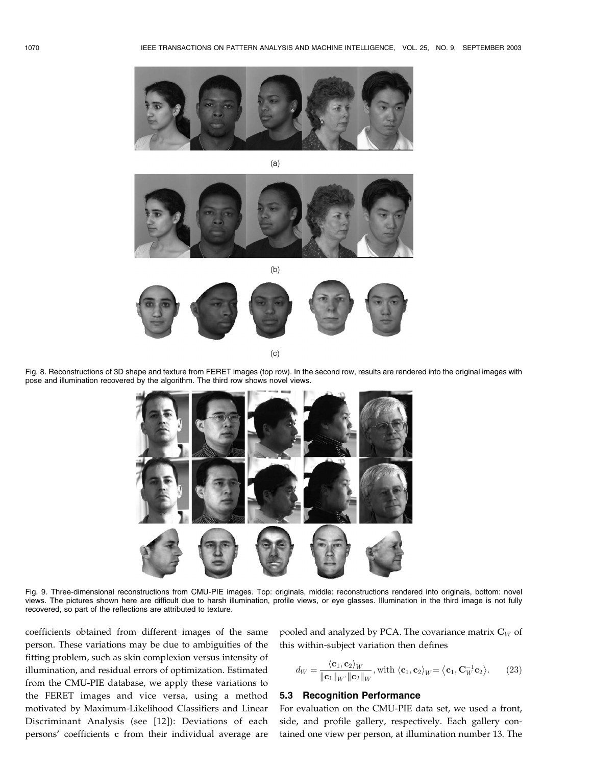(a)

(b)

(c)

Fig. 8. Reconstructions of 3D shape and texture from FERET images (top row). In the second row, results are rendered into the original images with pose and illumination recovered by the algorithm. The third row shows novel views.

Fig. 9. Three-dimensional reconstructions from CMU-PIE images. Top: originals, middle: reconstructions rendered into originals, bottom: novel views. The pictures shown here are difficult due to harsh illumination, profile views, or eye glasses. Illumination in the third image is not fully recovered, so part of the reflections are attributed to texture.

coefficients obtained from different images of the same person. These variations may be due to ambiguities of the fitting problem, such as skin complexion versus intensity of illumination, and residual errors of optimization. Estimated from the CMU-PIE database, we apply these variations to the FERET images and vice versa, using a method motivated by Maximum-Likelihood Classifiers and Linear Discriminant Analysis (see [12]): Deviations of each persons' coefficients $\mathbf{c}$ from their individual average are pooled and analyzed by PCA. The covariance matrix $\mathbf{C}_W$ of this within-subject variation then defines

$$d_W = \frac{\langle \mathbf{c}_1, \mathbf{c}_2 \rangle_W}{\|\mathbf{c}_1\|_W \cdot \|\mathbf{c}_2\|_W}, \text{with } \langle \mathbf{c}_1, \mathbf{c}_2 \rangle_W = \langle \mathbf{c}_1, \mathbf{C}_W^{-1} \mathbf{c}_2 \rangle. \quad (23)$$

### 5.3 Recognition Performance

For evaluation on the CMU-PIE data set, we used a front, side, and profile gallery, respectively. Each gallery contained one view per person, at illumination number 13. The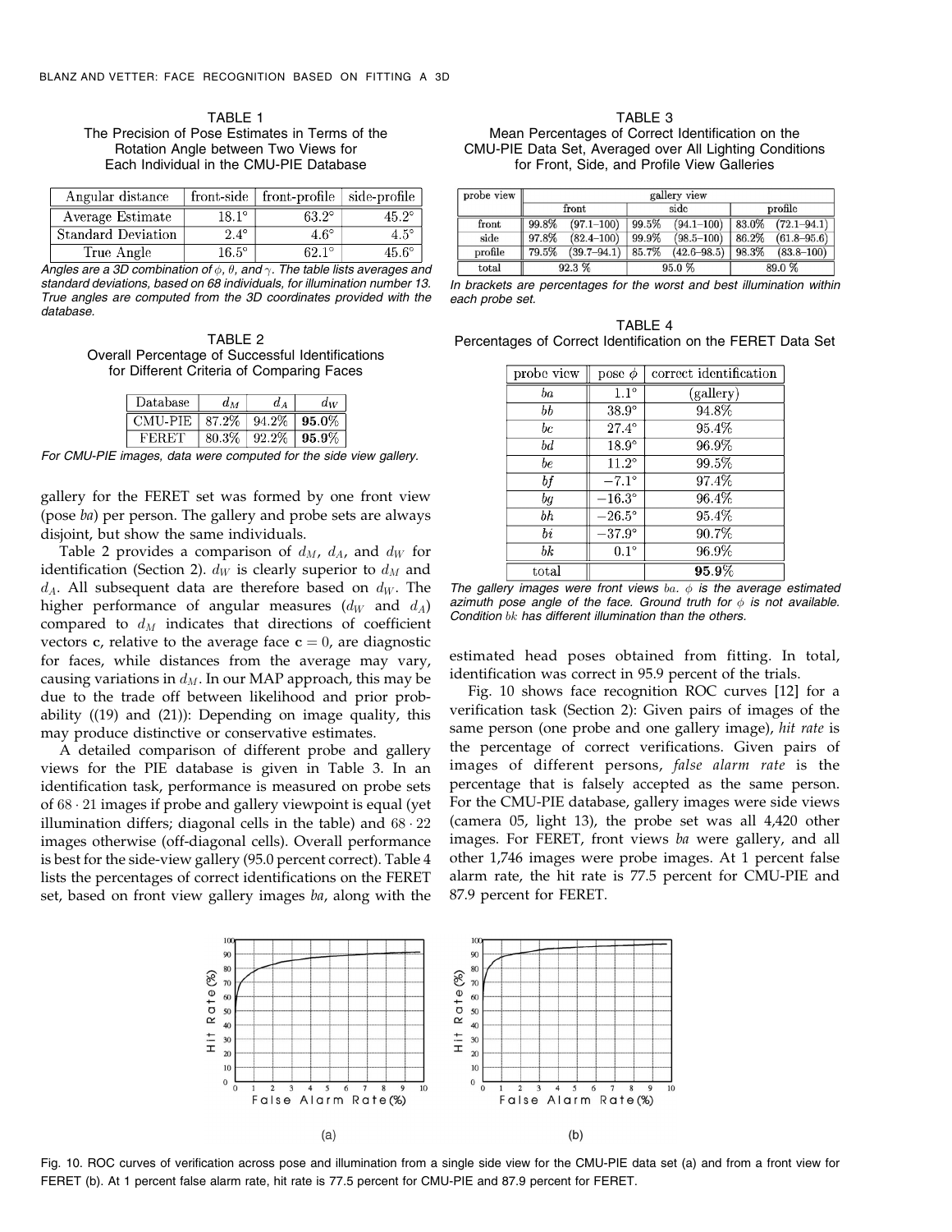TABLE 1
The Precision of Pose Estimates in Terms of the Rotation Angle between Two Views for Each Individual in the CMU-PIE Database

| Angular distance | front-side | front-profile | side-profile |
|---|---|---|---|
| Average Estimate | $18.1°$ | $63.2°$ | $45.2°$ |
| Standard Deviation | $2.4°$ | $4.6°$ | $4.5°$ |
| True Angle | $16.5°$ | $62.1°$ | $45.6°$ |

*Angles are a 3D combination of $\phi$, $\theta$, and $\gamma$. The table lists averages and standard deviations, based on 68 individuals, for illumination number 13. True angles are computed from the 3D coordinates provided with the database.*

TABLE 2
Overall Percentage of Successful Identifications for Different Criteria of Comparing Faces

| Database | $d_M$ | $d_A$ | $d_W$ |
|---|---|---|---|
| CMU-PIE | 87.2% | 94.2% | **95.0%** |
| FERET | 80.3% | 92.2% | **95.9%** |

*For CMU-PIE images, data were computed for the side view gallery.*

gallery for the FERET set was formed by one front view (pose *ba*) per person. The gallery and probe sets are always disjoint, but show the same individuals.

Table 2 provides a comparison of $d_M$, $d_A$, and $d_W$ for identification (Section 2). $d_W$ is clearly superior to $d_M$ and $d_A$. All subsequent data are therefore based on $d_W$. The higher performance of angular measures ($d_W$ and $d_A$) compared to $d_M$ indicates that directions of coefficient vectors $\mathbf{c}$, relative to the average face $\mathbf{c} = 0$, are diagnostic for faces, while distances from the average may vary, causing variations in $d_M$. In our MAP approach, this may be due to the trade off between likelihood and prior probability ((19) and (21)): Depending on image quality, this may produce distinctive or conservative estimates.

A detailed comparison of different probe and gallery views for the PIE database is given in Table 3. In an identification task, performance is measured on probe sets of $68 \cdot 21$ images if probe and gallery viewpoint is equal (yet illumination differs; diagonal cells in the table) and $68 \cdot 22$ images otherwise (off-diagonal cells). Overall performance is best for the side-view gallery (95.0 percent correct). Table 4 lists the percentages of correct identifications on the FERET set, based on front view gallery images *ba*, along with the estimated head poses obtained from fitting. In total, identification was correct in 95.9 percent of the trials.

TABLE 3
Mean Percentages of Correct Identification on the CMU-PIE Data Set, Averaged over All Lighting Conditions for Front, Side, and Profile View Galleries

| probe view | gallery view | | | | | |
|---|---|---|---|---|---|---|
| | front | | side | | profile | |
| front | 99.8% | (97.1–100) | 99.5% | (94.1–100) | 83.0% | (72.1–94.1) |
| side | 97.8% | (82.4–100) | 99.9% | (98.5–100) | 86.2% | (61.8–95.6) |
| profile | 79.5% | (39.7–94.1) | 85.7% | (42.6–98.5) | 98.3% | (83.8–100) |
| total | 92.3 % | | 95.0 % | | 89.0 % | |

*In brackets are percentages for the worst and best illumination within each probe set.*

TABLE 4
Percentages of Correct Identification on the FERET Data Set

| probe view | pose $\phi$ | correct identification |
|---|---|---|
| *ba* | $1.1°$ | (gallery) |
| *bb* | $38.9°$ | 94.8% |
| *bc* | $27.4°$ | 95.4% |
| *bd* | $18.9°$ | 96.9% |
| *be* | $11.2°$ | 99.5% |
| *bf* | $-7.1°$ | 97.4% |
| *bg* | $-16.3°$ | 96.4% |
| *bh* | $-26.5°$ | 95.4% |
| *bi* | $-37.9°$ | 90.7% |
| *bk* | $0.1°$ | 96.9% |
| total | | **95.9%** |

*The gallery images were front views ba. $\phi$ is the average estimated azimuth pose angle of the face. Ground truth for $\phi$ is not available. Condition bk has different illumination than the others.*

Fig. 10 shows face recognition ROC curves [12] for a verification task (Section 2): Given pairs of images of the same person (one probe and one gallery image), *hit rate* is the percentage of correct verifications. Given pairs of images of different persons, *false alarm rate* is the percentage that is falsely accepted as the same person. For the CMU-PIE database, gallery images were side views (camera 05, light 13), the probe set was all 4,420 other images. For FERET, front views *ba* were gallery, and all other 1,746 images were probe images. At 1 percent false alarm rate, the hit rate is 77.5 percent for CMU-PIE and 87.9 percent for FERET.

Fig. 10. ROC curves of verification across pose and illumination from a single side view for the CMU-PIE data set (a) and from a front view for FERET (b). At 1 percent false alarm rate, hit rate is 77.5 percent for CMU-PIE and 87.9 percent for FERET.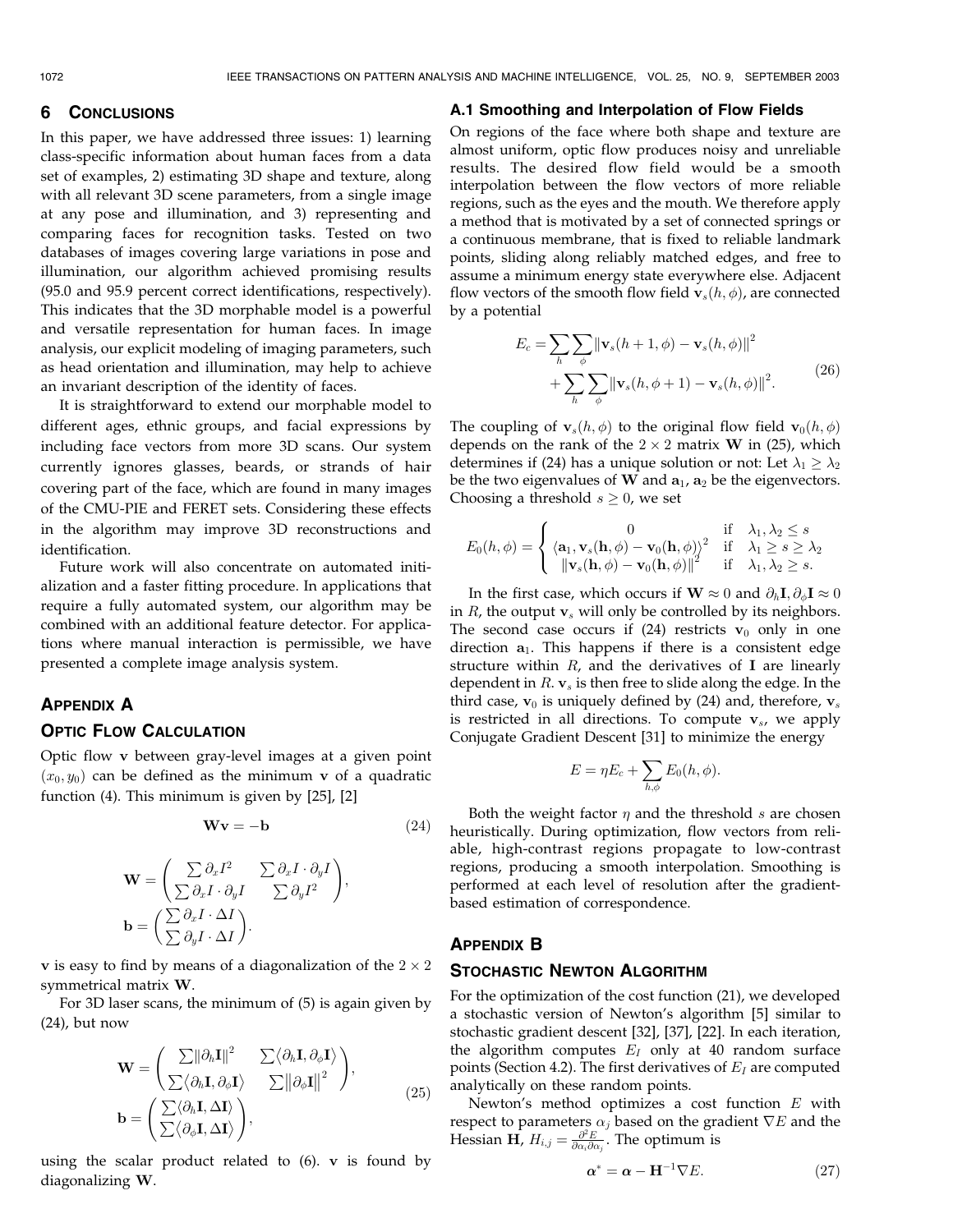## 6 Conclusions

In this paper, we have addressed three issues: 1) learning class-specific information about human faces from a data set of examples, 2) estimating 3D shape and texture, along with all relevant 3D scene parameters, from a single image at any pose and illumination, and 3) representing and comparing faces for recognition tasks. Tested on two databases of images covering large variations in pose and illumination, our algorithm achieved promising results (95.0 and 95.9 percent correct identifications, respectively). This indicates that the 3D morphable model is a powerful and versatile representation for human faces. In image analysis, our explicit modeling of imaging parameters, such as head orientation and illumination, may help to achieve an invariant description of the identity of faces.

It is straightforward to extend our morphable model to different ages, ethnic groups, and facial expressions by including face vectors from more 3D scans. Our system currently ignores glasses, beards, or strands of hair covering part of the face, which are found in many images of the CMU-PIE and FERET sets. Considering these effects in the algorithm may improve 3D reconstructions and identification.

Future work will also concentrate on automated initialization and a faster fitting procedure. In applications that require a fully automated system, our algorithm may be combined with an additional feature detector. For applications where manual interaction is permissible, we have presented a complete image analysis system.

## Appendix A

## Optic Flow Calculation

Optic flow $\mathbf{v}$ between gray-level images at a given point $(x_0, y_0)$ can be defined as the minimum $\mathbf{v}$ of a quadratic function (4). This minimum is given by [25], [2]

$$\mathbf{W}\mathbf{v} = -\mathbf{b} \tag{24}$$

$$\mathbf{W} = \begin{pmatrix} \sum \partial_x I^2 & \sum \partial_x I \cdot \partial_y I \\ \sum \partial_x I \cdot \partial_y I & \sum \partial_y I^2 \end{pmatrix},$$

$$\mathbf{b} = \begin{pmatrix} \sum \partial_x I \cdot \Delta I \\ \sum \partial_y I \cdot \Delta I \end{pmatrix}.$$

$\mathbf{v}$ is easy to find by means of a diagonalization of the $2 \times 2$ symmetrical matrix $\mathbf{W}$.

For 3D laser scans, the minimum of (5) is again given by (24), but now

$$\mathbf{W} = \begin{pmatrix} \sum \|\partial_h \mathbf{I}\|^2 & \sum \langle \partial_h \mathbf{I}, \partial_\phi \mathbf{I} \rangle \\ \sum \langle \partial_h \mathbf{I}, \partial_\phi \mathbf{I} \rangle & \sum \|\partial_\phi \mathbf{I}\|^2 \end{pmatrix},$$
$$\mathbf{b} = \begin{pmatrix} \sum \langle \partial_h \mathbf{I}, \Delta \mathbf{I} \rangle \\ \sum \langle \partial_\phi \mathbf{I}, \Delta \mathbf{I} \rangle \end{pmatrix}, \tag{25}$$

using the scalar product related to (6). $\mathbf{v}$ is found by diagonalizing $\mathbf{W}$.

### A.1 Smoothing and Interpolation of Flow Fields

On regions of the face where both shape and texture are almost uniform, optic flow produces noisy and unreliable results. The desired flow field would be a smooth interpolation between the flow vectors of more reliable regions, such as the eyes and the mouth. We therefore apply a method that is motivated by a set of connected springs or a continuous membrane, that is fixed to reliable landmark points, sliding along reliably matched edges, and free to assume a minimum energy state everywhere else. Adjacent flow vectors of the smooth flow field $\mathbf{v}_s(h, \phi)$, are connected by a potential

$$E_c = \sum_h \sum_\phi \|\mathbf{v}_s(h+1, \phi) - \mathbf{v}_s(h, \phi)\|^2 + \sum_h \sum_\phi \|\mathbf{v}_s(h, \phi + 1) - \mathbf{v}_s(h, \phi)\|^2. \tag{26}$$

The coupling of $\mathbf{v}_s(h, \phi)$ to the original flow field $\mathbf{v}_0(h, \phi)$ depends on the rank of the $2 \times 2$ matrix $\mathbf{W}$ in (25), which determines if (24) has a unique solution or not: Let $\lambda_1 \geq \lambda_2$ be the two eigenvalues of $\mathbf{W}$ and $\mathbf{a}_1$, $\mathbf{a}_2$ be the eigenvectors. Choosing a threshold $s \geq 0$, we set

$$E_0(h, \phi) = \begin{cases} 0 & \text{if} \quad \lambda_1, \lambda_2 \leq s \\ \langle \mathbf{a}_1, \mathbf{v}_s(\mathbf{h}, \phi) - \mathbf{v}_0(\mathbf{h}, \phi) \rangle^2 & \text{if} \quad \lambda_1 \geq s \geq \lambda_2 \\ \|\mathbf{v}_s(\mathbf{h}, \phi) - \mathbf{v}_0(\mathbf{h}, \phi)\|^2 & \text{if} \quad \lambda_1, \lambda_2 \geq s. \end{cases}$$

In the first case, which occurs if $\mathbf{W} \approx 0$ and $\partial_h \mathbf{I}, \partial_\phi \mathbf{I} \approx 0$ in $R$, the output $\mathbf{v}_s$ will only be controlled by its neighbors. The second case occurs if (24) restricts $\mathbf{v}_0$ only in one direction $\mathbf{a}_1$. This happens if there is a consistent edge structure within $R$, and the derivatives of $\mathbf{I}$ are linearly dependent in $R$. $\mathbf{v}_s$ is then free to slide along the edge. In the third case, $\mathbf{v}_0$ is uniquely defined by (24) and, therefore, $\mathbf{v}_s$ is restricted in all directions. To compute $\mathbf{v}_s$, we apply Conjugate Gradient Descent [31] to minimize the energy

$$E = \eta E_c + \sum_{h,\phi} E_0(h, \phi).$$

Both the weight factor $\eta$ and the threshold $s$ are chosen heuristically. During optimization, flow vectors from reliable, high-contrast regions propagate to low-contrast regions, producing a smooth interpolation. Smoothing is performed at each level of resolution after the gradient-based estimation of correspondence.

## Appendix B

## Stochastic Newton Algorithm

For the optimization of the cost function (21), we developed a stochastic version of Newton's algorithm [5] similar to stochastic gradient descent [32], [37], [22]. In each iteration, the algorithm computes $E_I$ only at 40 random surface points (Section 4.2). The first derivatives of $E_I$ are computed analytically on these random points.

Newton's method optimizes a cost function $E$ with respect to parameters $\alpha_j$ based on the gradient $\nabla E$ and the Hessian $\mathbf{H}$, $H_{i,j} = \frac{\partial^2 E}{\partial \alpha_i \partial \alpha_j}$. The optimum is

$$\boldsymbol{\alpha}^* = \boldsymbol{\alpha} - \mathbf{H}^{-1} \nabla E. \tag{27}$$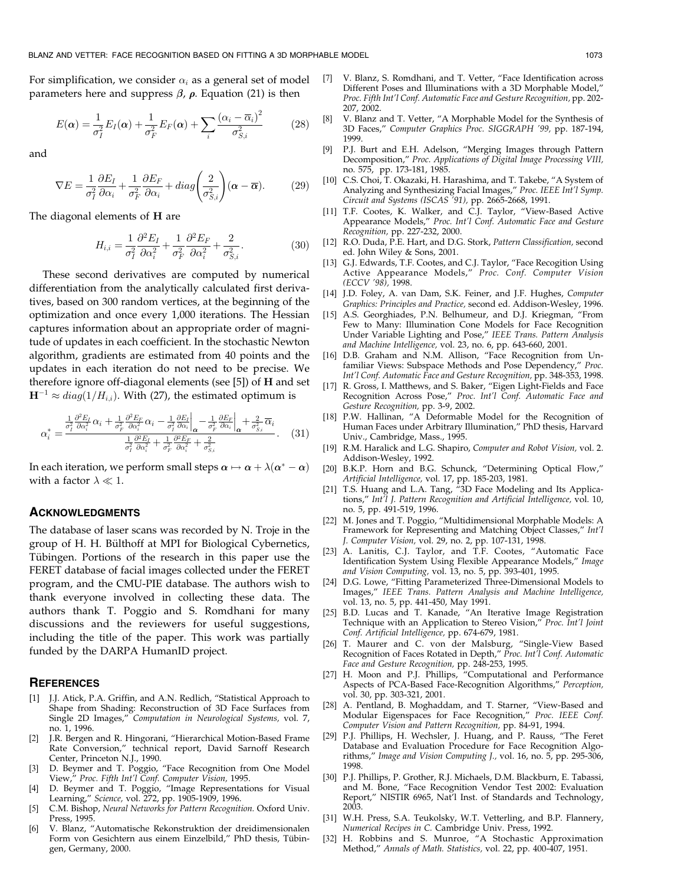For simplification, we consider $\alpha_i$ as a general set of model parameters here and suppress $\boldsymbol{\beta}$, $\boldsymbol{\rho}$. Equation (21) is then

$$E(\boldsymbol{\alpha}) = \frac{1}{\sigma_I^2} E_I(\boldsymbol{\alpha}) + \frac{1}{\sigma_F^2} E_F(\boldsymbol{\alpha}) + \sum_i \frac{(\alpha_i - \overline{\alpha}_i)^2}{\sigma_{S,i}^2} \tag{28}$$

and

$$\nabla E = \frac{1}{\sigma_I^2} \frac{\partial E_I}{\partial \alpha_i} + \frac{1}{\sigma_F^2} \frac{\partial E_F}{\partial \alpha_i} + diag\left(\frac{2}{\sigma_{S,i}^2}\right)(\boldsymbol{\alpha} - \overline{\boldsymbol{\alpha}}). \tag{29}$$

The diagonal elements of $\mathbf{H}$ are

$$H_{i,i} = \frac{1}{\sigma_I^2} \frac{\partial^2 E_I}{\partial \alpha_i^2} + \frac{1}{\sigma_F^2} \frac{\partial^2 E_F}{\partial \alpha_i^2} + \frac{2}{\sigma_{S,i}^2}. \tag{30}$$

These second derivatives are computed by numerical differentiation from the analytically calculated first derivatives, based on 300 random vertices, at the beginning of the optimization and once every 1,000 iterations. The Hessian captures information about an appropriate order of magnitude of updates in each coefficient. In the stochastic Newton algorithm, gradients are estimated from 40 points and the updates in each iteration do not need to be precise. We therefore ignore off-diagonal elements (see [5]) of $\mathbf{H}$ and set $\mathbf{H}^{-1} \approx diag(1/H_{i,i})$. With (27), the estimated optimum is

$$\alpha_i^* = \frac{\frac{1}{\sigma_I^2} \frac{\partial^2 E_I}{\partial \alpha_i^2} \alpha_i + \frac{1}{\sigma_F^2} \frac{\partial^2 E_F}{\partial \alpha_i^2} \alpha_i - \frac{1}{\sigma_I^2} \frac{\partial E_I}{\partial \alpha_i}\Big|_{\boldsymbol{\alpha}} - \frac{1}{\sigma_F^2} \frac{\partial E_F}{\partial \alpha_i}\Big|_{\boldsymbol{\alpha}} + \frac{2}{\sigma_{S,i}^2} \overline{\alpha}_i}{\frac{1}{\sigma_I^2} \frac{\partial^2 E_I}{\partial \alpha_i^2} + \frac{1}{\sigma_F^2} \frac{\partial^2 E_F}{\partial \alpha_i^2} + \frac{2}{\sigma_{S,i}^2}}. \tag{31}$$

In each iteration, we perform small steps $\boldsymbol{\alpha} \mapsto \boldsymbol{\alpha} + \lambda(\boldsymbol{\alpha}^* - \boldsymbol{\alpha})$ with a factor $\lambda \ll 1$.

## Acknowledgments

The database of laser scans was recorded by N. Troje in the group of H. H. Bülthoff at MPI for Biological Cybernetics, Tübingen. Portions of the research in this paper use the FERET database of facial images collected under the FERET program, and the CMU-PIE database. The authors wish to thank everyone involved in collecting these data. The authors thank T. Poggio and S. Romdhani for many discussions and the reviewers for useful suggestions, including the title of the paper. This work was partially funded by the DARPA HumanID project.

## References

[1] J.J. Atick, P.A. Griffin, and A.N. Redlich, "Statistical Approach to Shape from Shading: Reconstruction of 3D Face Surfaces from Single 2D Images," *Computation in Neurological Systems,* vol. 7, no. 1, 1996.

[2] J.R. Bergen and R. Hingorani, "Hierarchical Motion-Based Frame Rate Conversion," technical report, David Sarnoff Research Center, Princeton N.J., 1990.

[3] D. Beymer and T. Poggio, "Face Recognition from One Model View," *Proc. Fifth Int'l Conf. Computer Vision,* 1995.

[4] D. Beymer and T. Poggio, "Image Representations for Visual Learning," *Science,* vol. 272, pp. 1905-1909, 1996.

[5] C.M. Bishop, *Neural Networks for Pattern Recognition.* Oxford Univ. Press, 1995.

[6] V. Blanz, "Automatische Rekonstruktion der dreidimensionalen Form von Gesichtern aus einem Einzelbild," PhD thesis, Tübingen, Germany, 2000.

[7] V. Blanz, S. Romdhani, and T. Vetter, "Face Identification across Different Poses and Illuminations with a 3D Morphable Model," *Proc. Fifth Int'l Conf. Automatic Face and Gesture Recognition,* pp. 202-207, 2002.

[8] V. Blanz and T. Vetter, "A Morphable Model for the Synthesis of 3D Faces," *Computer Graphics Proc. SIGGRAPH '99,* pp. 187-194, 1999.

[9] P.J. Burt and E.H. Adelson, "Merging Images through Pattern Decomposition," *Proc. Applications of Digital Image Processing VIII,* no. 575, pp. 173-181, 1985.

[10] C.S. Choi, T. Okazaki, H. Harashima, and T. Takebe, "A System of Analyzing and Synthesizing Facial Images," *Proc. IEEE Int'l Symp. Circuit and Systems (ISCAS '91),* pp. 2665-2668, 1991.

[11] T.F. Cootes, K. Walker, and C.J. Taylor, "View-Based Active Appearance Models," *Proc. Int'l Conf. Automatic Face and Gesture Recognition,* pp. 227-232, 2000.

[12] R.O. Duda, P.E. Hart, and D.G. Stork, *Pattern Classification,* second ed. John Wiley & Sons, 2001.

[13] G.J. Edwards, T.F. Cootes, and C.J. Taylor, "Face Recogition Using Active Appearance Models," *Proc. Conf. Computer Vision (ECCV '98),* 1998.

[14] J.D. Foley, A. van Dam, S.K. Feiner, and J.F. Hughes, *Computer Graphics: Principles and Practice,* second ed. Addison-Wesley, 1996.

[15] A.S. Georghiades, P.N. Belhumeur, and D.J. Kriegman, "From Few to Many: Illumination Cone Models for Face Recognition Under Variable Lighting and Pose," *IEEE Trans. Pattern Analysis and Machine Intelligence,* vol. 23, no. 6, pp. 643-660, 2001.

[16] D.B. Graham and N.M. Allison, "Face Recognition from Unfamiliar Views: Subspace Methods and Pose Dependency," *Proc. Int'l Conf. Automatic Face and Gesture Recognition,* pp. 348-353, 1998.

[17] R. Gross, I. Matthews, and S. Baker, "Eigen Light-Fields and Face Recognition Across Pose," *Proc. Int'l Conf. Automatic Face and Gesture Recognition,* pp. 3-9, 2002.

[18] P.W. Hallinan, "A Deformable Model for the Recognition of Human Faces under Arbitrary Illumination," PhD thesis, Harvard Univ., Cambridge, Mass., 1995.

[19] R.M. Haralick and L.G. Shapiro, *Computer and Robot Vision,* vol. 2. Addison-Wesley, 1992.

[20] B.K.P. Horn and B.G. Schunck, "Determining Optical Flow," *Artificial Intelligence,* vol. 17, pp. 185-203, 1981.

[21] T.S. Huang and L.A. Tang, "3D Face Modeling and Its Applications," *Int'l J. Pattern Recognition and Artificial Intelligence,* vol. 10, no. 5, pp. 491-519, 1996.

[22] M. Jones and T. Poggio, "Multidimensional Morphable Models: A Framework for Representing and Matching Object Classes," *Int'l J. Computer Vision,* vol. 29, no. 2, pp. 107-131, 1998.

[23] A. Lanitis, C.J. Taylor, and T.F. Cootes, "Automatic Face Identification System Using Flexible Appearance Models," *Image and Vision Computing,* vol. 13, no. 5, pp. 393-401, 1995.

[24] D.G. Lowe, "Fitting Parameterized Three-Dimensional Models to Images," *IEEE Trans. Pattern Analysis and Machine Intelligence,* vol. 13, no. 5, pp. 441-450, May 1991.

[25] B.D. Lucas and T. Kanade, "An Iterative Image Registration Technique with an Application to Stereo Vision," *Proc. Int'l Joint Conf. Artificial Intelligence,* pp. 674-679, 1981.

[26] T. Maurer and C. von der Malsburg, "Single-View Based Recognition of Faces Rotated in Depth," *Proc. Int'l Conf. Automatic Face and Gesture Recognition,* pp. 248-253, 1995.

[27] H. Moon and P.J. Phillips, "Computational and Performance Aspects of PCA-Based Face-Recognition Algorithms," *Perception,* vol. 30, pp. 303-321, 2001.

[28] A. Pentland, B. Moghaddam, and T. Starner, "View-Based and Modular Eigenspaces for Face Recognition," *Proc. IEEE Conf. Computer Vision and Pattern Recognition,* pp. 84-91, 1994.

[29] P.J. Phillips, H. Wechsler, J. Huang, and P. Rauss, "The Feret Database and Evaluation Procedure for Face Recognition Algorithms," *Image and Vision Computing J.,* vol. 16, no. 5, pp. 295-306, 1998.

[30] P.J. Phillips, P. Grother, R.J. Michaels, D.M. Blackburn, E. Tabassi, and M. Bone, "Face Recognition Vendor Test 2002: Evaluation Report," NISTIR 6965, Nat'l Inst. of Standards and Technology, 2003.

[31] W.H. Press, S.A. Teukolsky, W.T. Vetterling, and B.P. Flannery, *Numerical Recipes in C.* Cambridge Univ. Press, 1992.

[32] H. Robbins and S. Munroe, "A Stochastic Approximation Method," *Annals of Math. Statistics,* vol. 22, pp. 400-407, 1951.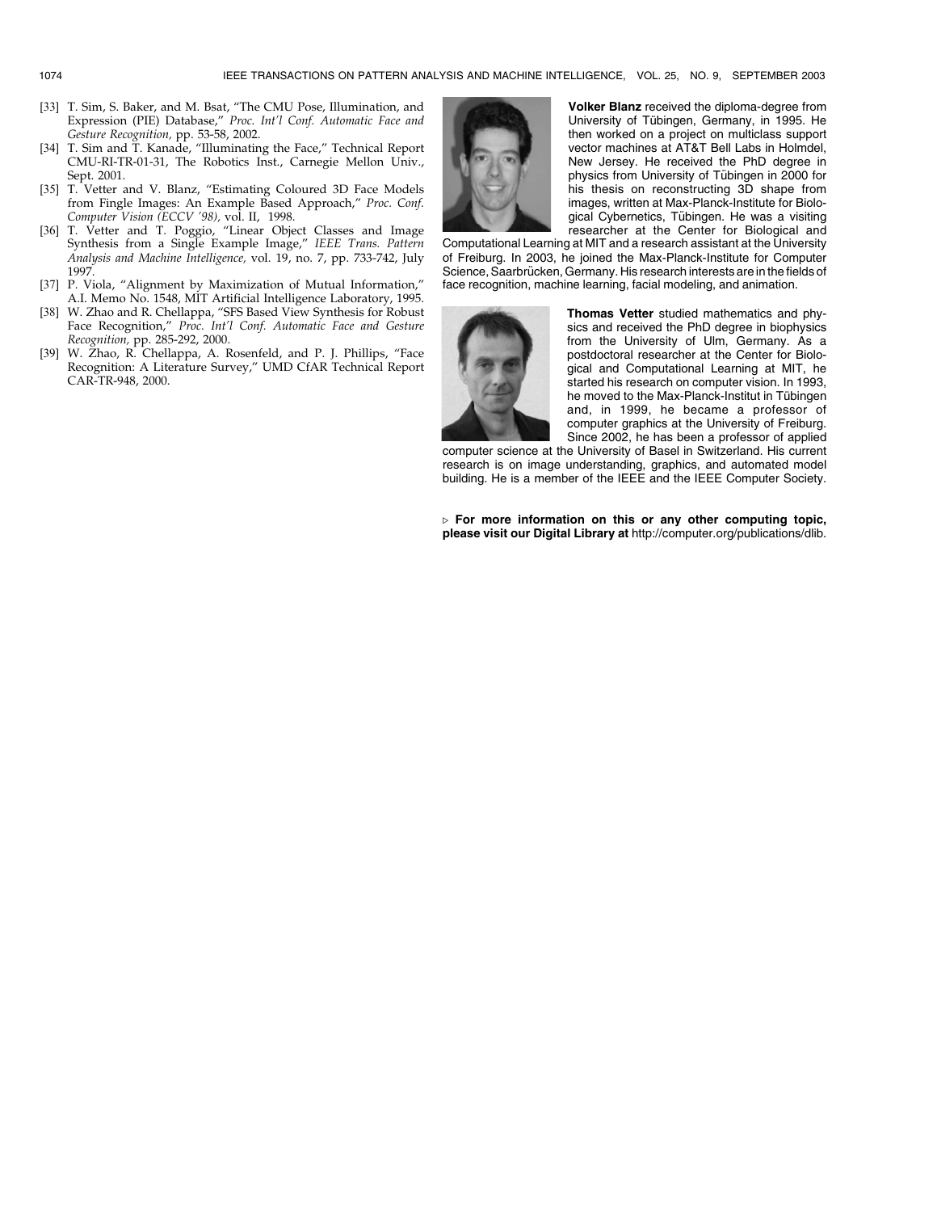[33] T. Sim, S. Baker, and M. Bsat, "The CMU Pose, Illumination, and Expression (PIE) Database," *Proc. Int'l Conf. Automatic Face and Gesture Recognition,* pp. 53-58, 2002.

[34] T. Sim and T. Kanade, "Illuminating the Face," Technical Report CMU-RI-TR-01-31, The Robotics Inst., Carnegie Mellon Univ., Sept. 2001.

[35] T. Vetter and V. Blanz, "Estimating Coloured 3D Face Models from Fingle Images: An Example Based Approach," *Proc. Conf. Computer Vision (ECCV '98),* vol. II, 1998.

[36] T. Vetter and T. Poggio, "Linear Object Classes and Image Synthesis from a Single Example Image," *IEEE Trans. Pattern Analysis and Machine Intelligence,* vol. 19, no. 7, pp. 733-742, July 1997.

[37] P. Viola, "Alignment by Maximization of Mutual Information," A.I. Memo No. 1548, MIT Artificial Intelligence Laboratory, 1995.

[38] W. Zhao and R. Chellappa, "SFS Based View Synthesis for Robust Face Recognition," *Proc. Int'l Conf. Automatic Face and Gesture Recognition,* pp. 285-292, 2000.

[39] W. Zhao, R. Chellappa, A. Rosenfeld, and P. J. Phillips, "Face Recognition: A Literature Survey," UMD CfAR Technical Report CAR-TR-948, 2000.

**Volker Blanz** received the diploma-degree from University of Tübingen, Germany, in 1995. He then worked on a project on multiclass support vector machines at AT&T Bell Labs in Holmdel, New Jersey. He received the PhD degree in physics from University of Tübingen in 2000 for his thesis on reconstructing 3D shape from images, written at Max-Planck-Institute for Biological Cybernetics, Tübingen. He was a visiting researcher at the Center for Biological and Computational Learning at MIT and a research assistant at the University of Freiburg. In 2003, he joined the Max-Planck-Institute for Computer Science, Saarbrücken, Germany. His research interests are in the fields of face recognition, machine learning, facial modeling, and animation.

**Thomas Vetter** studied mathematics and physics and received the PhD degree in biophysics from the University of Ulm, Germany. As a postdoctoral researcher at the Center for Biological and Computational Learning at MIT, he started his research on computer vision. In 1993, he moved to the Max-Planck-Institut in Tübingen and, in 1999, he became a professor of computer graphics at the University of Freiburg. Since 2002, he has been a professor of applied computer science at the University of Basel in Switzerland. His current research is on image understanding, graphics, and automated model building. He is a member of the IEEE and the IEEE Computer Society.

▷ **For more information on this or any other computing topic, please visit our Digital Library at** http://computer.org/publications/dlib.